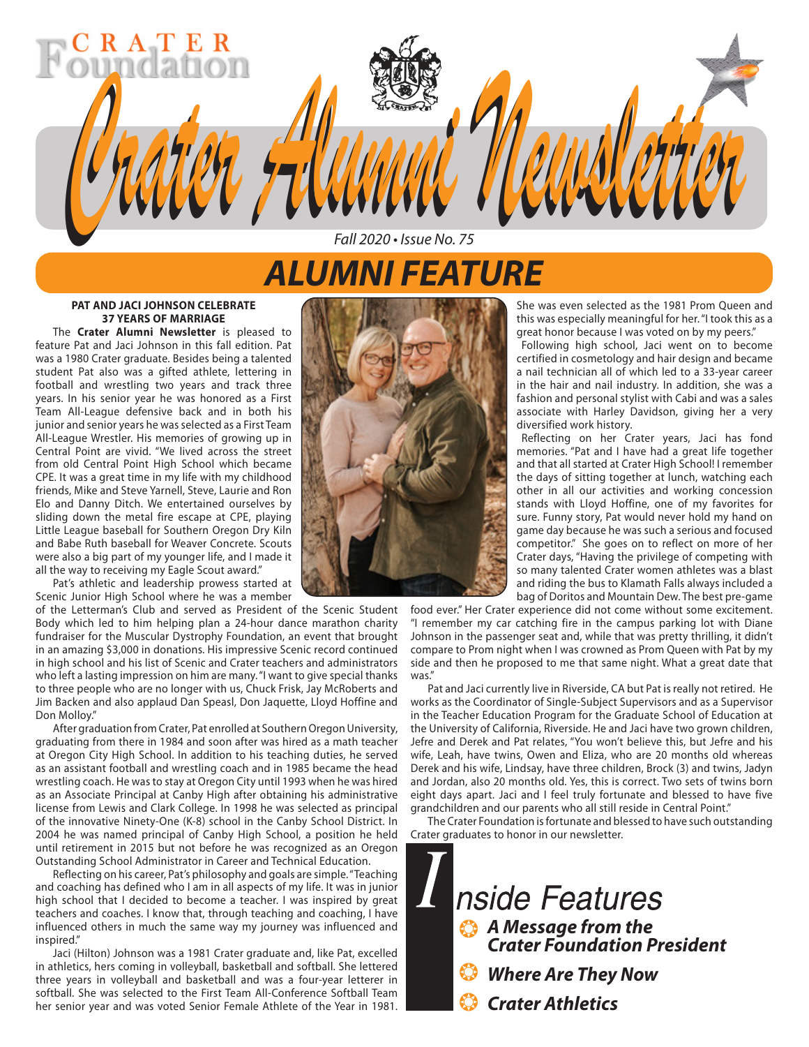# Crater Alumni Newsletter

*Fall 2020 • Issue No. 75*

## ALUMNI FEATURE

**PAT AND JACI JOHNSON CELEBRATE 37 YEARS OF MARRIAGE**

The **Crater Alumni Newsletter** is pleased to feature Pat and Jaci Johnson in this fall edition. Pat was a 1980 Crater graduate. Besides being a talented student Pat also was a gifted athlete, lettering in football and wrestling two years and track three years. In his senior year he was honored as a First Team All-League defensive back and in both his junior and senior years he was selected as a First Team All-League Wrestler. His memories of growing up in Central Point are vivid. "We lived across the street from old Central Point High School which became CPE. It was a great time in my life with my childhood friends, Mike and Steve Yarnell, Steve, Laurie and Ron Elo and Danny Ditch. We entertained ourselves by sliding down the metal fire escape at CPE, playing Little League baseball for Southern Oregon Dry Kiln and Babe Ruth baseball for Weaver Concrete. Scouts were also a big part of my younger life, and I made it all the way to receiving my Eagle Scout award."

Pat's athletic and leadership prowess started at Scenic Junior High School where he was a member of the Letterman's Club and served as President of the Scenic Student Body which led to him helping plan a 24-hour dance marathon charity fundraiser for the Muscular Dystrophy Foundation, an event that brought in an amazing $3,000 in donations. His impressive Scenic record continued in high school and his list of Scenic and Crater teachers and administrators who left a lasting impression on him are many. "I want to give special thanks to three people who are no longer with us, Chuck Frisk, Jay McRoberts and Jim Backen and also applaud Dan Speasl, Don Jaquette, Lloyd Hoffine and Don Molloy."

After graduation from Crater, Pat enrolled at Southern Oregon University, graduating from there in 1984 and soon after was hired as a math teacher at Oregon City High School. In addition to his teaching duties, he served as an assistant football and wrestling coach and in 1985 became the head wrestling coach. He was to stay at Oregon City until 1993 when he was hired as an Associate Principal at Canby High after obtaining his administrative license from Lewis and Clark College. In 1998 he was selected as principal of the innovative Ninety-One (K-8) school in the Canby School District. In 2004 he was named principal of Canby High School, a position he held until retirement in 2015 but not before he was recognized as an Oregon Outstanding School Administrator in Career and Technical Education.

Reflecting on his career, Pat's philosophy and goals are simple. "Teaching and coaching has defined who I am in all aspects of my life. It was in junior high school that I decided to become a teacher. I was inspired by great teachers and coaches. I know that, through teaching and coaching, I have influenced others in much the same way my journey was influenced and inspired."

Jaci (Hilton) Johnson was a 1981 Crater graduate and, like Pat, excelled in athletics, hers coming in volleyball, basketball and softball. She lettered three years in volleyball and basketball and was a four-year letterer in softball. She was selected to the First Team All-Conference Softball Team her senior year and was voted Senior Female Athlete of the Year in 1981. She was even selected as the 1981 Prom Queen and this was especially meaningful for her. "I took this as a great honor because I was voted on by my peers."

Following high school, Jaci went on to become certified in cosmetology and hair design and became a nail technician all of which led to a 33-year career in the hair and nail industry. In addition, she was a fashion and personal stylist with Cabi and was a sales associate with Harley Davidson, giving her a very diversified work history.

Reflecting on her Crater years, Jaci has fond memories. "Pat and I have had a great life together and that all started at Crater High School! I remember the days of sitting together at lunch, watching each other in all our activities and working concession stands with Lloyd Hoffine, one of my favorites for sure. Funny story, Pat would never hold my hand on game day because he was such a serious and focused competitor." She goes on to reflect on more of her Crater days, "Having the privilege of competing with so many talented Crater women athletes was a blast and riding the bus to Klamath Falls always included a bag of Doritos and Mountain Dew. The best pre-game food ever." Her Crater experience did not come without some excitement. "I remember my car catching fire in the campus parking lot with Diane Johnson in the passenger seat and, while that was pretty thrilling, it didn't compare to Prom night when I was crowned as Prom Queen with Pat by my side and then he proposed to me that same night. What a great date that was."

Pat and Jaci currently live in Riverside, CA but Pat is really not retired. He works as the Coordinator of Single-Subject Supervisors and as a Supervisor in the Teacher Education Program for the Graduate School of Education at the University of California, Riverside. He and Jaci have two grown children, Jefre and Derek and Pat relates, "You won't believe this, but Jefre and his wife, Leah, have twins, Owen and Eliza, who are 20 months old whereas Derek and his wife, Lindsay, have three children, Brock (3) and twins, Jadyn and Jordan, also 20 months old. Yes, this is correct. Two sets of twins born eight days apart. Jaci and I feel truly fortunate and blessed to have five grandchildren and our parents who all still reside in Central Point."

The Crater Foundation is fortunate and blessed to have such outstanding Crater graduates to honor in our newsletter.

## Inside Features

- ***A Message from the Crater Foundation President***
- ***Where Are They Now***
- ***Crater Athletics***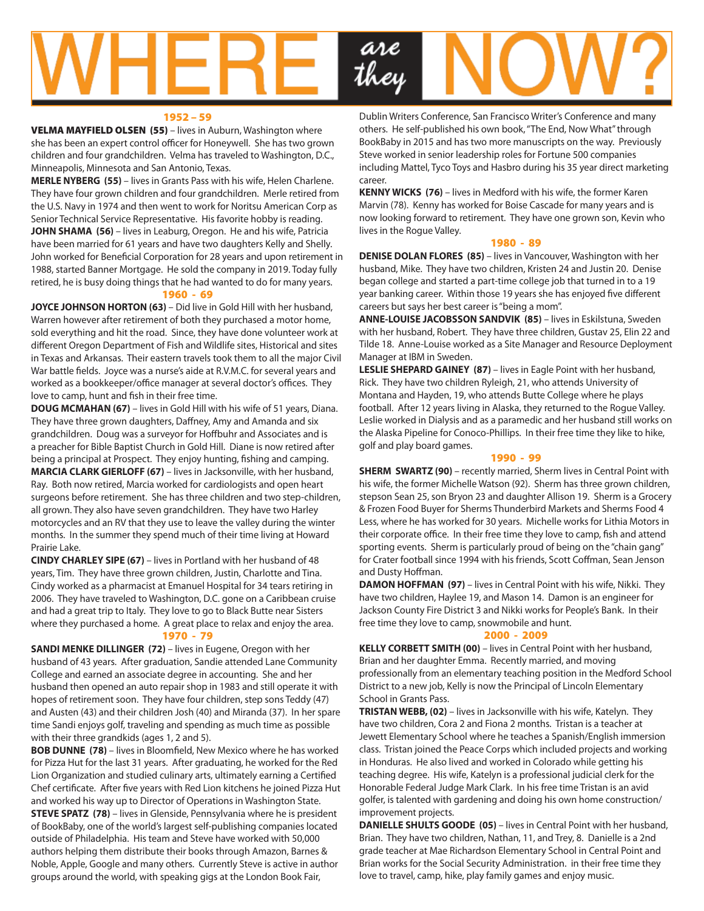# WHERE *are they* NOW?

## 1952 – 59

**VELMA MAYFIELD OLSEN (55)** – lives in Auburn, Washington where she has been an expert control officer for Honeywell. She has two grown children and four grandchildren. Velma has traveled to Washington, D.C., Minneapolis, Minnesota and San Antonio, Texas.

**MERLE NYBERG (55)** – lives in Grants Pass with his wife, Helen Charlene. They have four grown children and four grandchildren. Merle retired from the U.S. Navy in 1974 and then went to work for Noritsu American Corp as Senior Technical Service Representative. His favorite hobby is reading.

**JOHN SHAMA (56)** – lives in Leaburg, Oregon. He and his wife, Patricia have been married for 61 years and have two daughters Kelly and Shelly. John worked for Beneficial Corporation for 28 years and upon retirement in 1988, started Banner Mortgage. He sold the company in 2019. Today fully retired, he is busy doing things that he had wanted to do for many years.

## 1960 - 69

**JOYCE JOHNSON HORTON (63)** – Did live in Gold Hill with her husband, Warren however after retirement of both they purchased a motor home, sold everything and hit the road. Since, they have done volunteer work at different Oregon Department of Fish and Wildlife sites, Historical and sites in Texas and Arkansas. Their eastern travels took them to all the major Civil War battle fields. Joyce was a nurse's aide at R.V.M.C. for several years and worked as a bookkeeper/office manager at several doctor's offices. They love to camp, hunt and fish in their free time.

**DOUG MCMAHAN (67)** – lives in Gold Hill with his wife of 51 years, Diana. They have three grown daughters, Daffney, Amy and Amanda and six grandchildren. Doug was a surveyor for Hoffbuhr and Associates and is a preacher for Bible Baptist Church in Gold Hill. Diane is now retired after being a principal at Prospect. They enjoy hunting, fishing and camping.

**MARCIA CLARK GIERLOFF (67)** – lives in Jacksonville, with her husband, Ray. Both now retired, Marcia worked for cardiologists and open heart surgeons before retirement. She has three children and two step-children, all grown. They also have seven grandchildren. They have two Harley motorcycles and an RV that they use to leave the valley during the winter months. In the summer they spend much of their time living at Howard Prairie Lake.

**CINDY CHARLEY SIPE (67)** – lives in Portland with her husband of 48 years, Tim. They have three grown children, Justin, Charlotte and Tina. Cindy worked as a pharmacist at Emanuel Hospital for 34 tears retiring in 2006. They have traveled to Washington, D.C. gone on a Caribbean cruise and had a great trip to Italy. They love to go to Black Butte near Sisters where they purchased a home. A great place to relax and enjoy the area.

## 1970 - 79

**SANDI MENKE DILLINGER (72)** – lives in Eugene, Oregon with her husband of 43 years. After graduation, Sandie attended Lane Community College and earned an associate degree in accounting. She and her husband then opened an auto repair shop in 1983 and still operate it with hopes of retirement soon. They have four children, step sons Teddy (47) and Austen (43) and their children Josh (40) and Miranda (37). In her spare time Sandi enjoys golf, traveling and spending as much time as possible with their three grandkids (ages 1, 2 and 5).

**BOB DUNNE (78)** – lives in Bloomfield, New Mexico where he has worked for Pizza Hut for the last 31 years. After graduating, he worked for the Red Lion Organization and studied culinary arts, ultimately earning a Certified Chef certificate. After five years with Red Lion kitchens he joined Pizza Hut and worked his way up to Director of Operations in Washington State.

**STEVE SPATZ (78)** – lives in Glenside, Pennsylvania where he is president of BookBaby, one of the world's largest self-publishing companies located outside of Philadelphia. His team and Steve have worked with 50,000 authors helping them distribute their books through Amazon, Barnes & Noble, Apple, Google and many others. Currently Steve is active in author groups around the world, with speaking gigs at the London Book Fair, Dublin Writers Conference, San Francisco Writer's Conference and many others. He self-published his own book, "The End, Now What" through BookBaby in 2015 and has two more manuscripts on the way. Previously Steve worked in senior leadership roles for Fortune 500 companies including Mattel, Tyco Toys and Hasbro during his 35 year direct marketing career.

**KENNY WICKS (76)** – lives in Medford with his wife, the former Karen Marvin (78). Kenny has worked for Boise Cascade for many years and is now looking forward to retirement. They have one grown son, Kevin who lives in the Rogue Valley.

## 1980 - 89

**DENISE DOLAN FLORES (85)** – lives in Vancouver, Washington with her husband, Mike. They have two children, Kristen 24 and Justin 20. Denise began college and started a part-time college job that turned in to a 19 year banking career. Within those 19 years she has enjoyed five different careers but says her best career is "being a mom".

**ANNE-LOUISE JACOBSSON SANDVIK (85)** – lives in Eskilstuna, Sweden with her husband, Robert. They have three children, Gustav 25, Elin 22 and Tilde 18. Anne-Louise worked as a Site Manager and Resource Deployment Manager at IBM in Sweden.

**LESLIE SHEPARD GAINEY (87)** – lives in Eagle Point with her husband, Rick. They have two children Ryleigh, 21, who attends University of Montana and Hayden, 19, who attends Butte College where he plays football. After 12 years living in Alaska, they returned to the Rogue Valley. Leslie worked in Dialysis and as a paramedic and her husband still works on the Alaska Pipeline for Conoco-Phillips. In their free time they like to hike, golf and play board games.

## 1990 - 99

**SHERM SWARTZ (90)** – recently married, Sherm lives in Central Point with his wife, the former Michelle Watson (92). Sherm has three grown children, stepson Sean 25, son Bryon 23 and daughter Allison 19. Sherm is a Grocery & Frozen Food Buyer for Sherms Thunderbird Markets and Sherms Food 4 Less, where he has worked for 30 years. Michelle works for Lithia Motors in their corporate office. In their free time they love to camp, fish and attend sporting events. Sherm is particularly proud of being on the "chain gang" for Crater football since 1994 with his friends, Scott Coffman, Sean Jenson and Dusty Hoffman.

**DAMON HOFFMAN (97)** – lives in Central Point with his wife, Nikki. They have two children, Haylee 19, and Mason 14. Damon is an engineer for Jackson County Fire District 3 and Nikki works for People's Bank. In their free time they love to camp, snowmobile and hunt.

## 2000 - 2009

**KELLY CORBETT SMITH (00)** – lives in Central Point with her husband, Brian and her daughter Emma. Recently married, and moving professionally from an elementary teaching position in the Medford School District to a new job, Kelly is now the Principal of Lincoln Elementary School in Grants Pass.

**TRISTAN WEBB, (02)** – lives in Jacksonville with his wife, Katelyn. They have two children, Cora 2 and Fiona 2 months. Tristan is a teacher at Jewett Elementary School where he teaches a Spanish/English immersion class. Tristan joined the Peace Corps which included projects and working in Honduras. He also lived and worked in Colorado while getting his teaching degree. His wife, Katelyn is a professional judicial clerk for the Honorable Federal Judge Mark Clark. In his free time Tristan is an avid golfer, is talented with gardening and doing his own home construction/improvement projects.

**DANIELLE SHULTS GOODE (05)** – lives in Central Point with her husband, Brian. They have two children, Nathan, 11, and Trey, 8. Danielle is a 2nd grade teacher at Mae Richardson Elementary School in Central Point and Brian works for the Social Security Administration. in their free time they love to travel, camp, hike, play family games and enjoy music.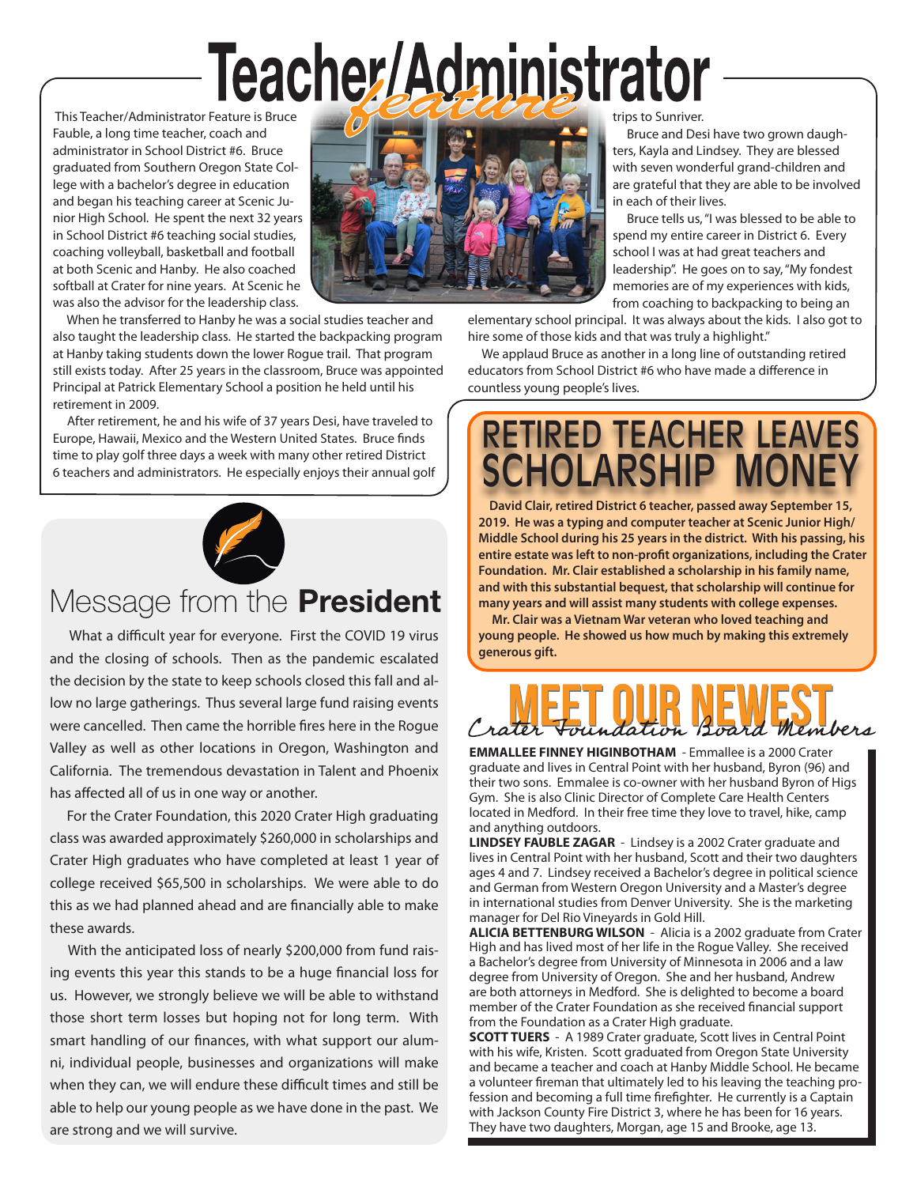# Teacher/Administrator *feature*

This Teacher/Administrator Feature is Bruce Fauble, a long time teacher, coach and administrator in School District #6. Bruce graduated from Southern Oregon State College with a bachelor's degree in education and began his teaching career at Scenic Junior High School. He spent the next 32 years in School District #6 teaching social studies, coaching volleyball, basketball and football at both Scenic and Hanby. He also coached softball at Crater for nine years. At Scenic he was also the advisor for the leadership class.

When he transferred to Hanby he was a social studies teacher and also taught the leadership class. He started the backpacking program at Hanby taking students down the lower Rogue trail. That program still exists today. After 25 years in the classroom, Bruce was appointed Principal at Patrick Elementary School a position he held until his retirement in 2009.

After retirement, he and his wife of 37 years Desi, have traveled to Europe, Hawaii, Mexico and the Western United States. Bruce finds time to play golf three days a week with many other retired District 6 teachers and administrators. He especially enjoys their annual golf trips to Sunriver.

Bruce and Desi have two grown daughters, Kayla and Lindsey. They are blessed with seven wonderful grand-children and are grateful that they are able to be involved in each of their lives.

Bruce tells us, "I was blessed to be able to spend my entire career in District 6. Every school I was at had great teachers and leadership". He goes on to say, "My fondest memories are of my experiences with kids, from coaching to backpacking to being an elementary school principal. It was always about the kids. I also got to hire some of those kids and that was truly a highlight."

We applaud Bruce as another in a long line of outstanding retired educators from School District #6 who have made a difference in countless young people's lives.

## Message from the **President**

What a difficult year for everyone. First the COVID 19 virus and the closing of schools. Then as the pandemic escalated the decision by the state to keep schools closed this fall and allow no large gatherings. Thus several large fund raising events were cancelled. Then came the horrible fires here in the Rogue Valley as well as other locations in Oregon, Washington and California. The tremendous devastation in Talent and Phoenix has affected all of us in one way or another.

For the Crater Foundation, this 2020 Crater High graduating class was awarded approximately $260,000 in scholarships and Crater High graduates who have completed at least 1 year of college received $65,500 in scholarships. We were able to do this as we had planned ahead and are financially able to make these awards.

With the anticipated loss of nearly $200,000 from fund raising events this year this stands to be a huge financial loss for us. However, we strongly believe we will be able to withstand those short term losses but hoping not for long term. With smart handling of our finances, with what support our alumni, individual people, businesses and organizations will make when they can, we will endure these difficult times and still be able to help our young people as we have done in the past. We are strong and we will survive.

## RETIRED TEACHER LEAVES SCHOLARSHIP MONEY

**David Clair, retired District 6 teacher, passed away September 15, 2019. He was a typing and computer teacher at Scenic Junior High/ Middle School during his 25 years in the district. With his passing, his entire estate was left to non-profit organizations, including the Crater Foundation. Mr. Clair established a scholarship in his family name, and with this substantial bequest, that scholarship will continue for many years and will assist many students with college expenses.**

**Mr. Clair was a Vietnam War veteran who loved teaching and young people. He showed us how much by making this extremely generous gift.**

## MEET OUR NEWEST *Crater Foundation Board Members*

**EMMALLEE FINNEY HIGINBOTHAM** - Emmallee is a 2000 Crater graduate and lives in Central Point with her husband, Byron (96) and their two sons. Emmalee is co-owner with her husband Byron of Higs Gym. She is also Clinic Director of Complete Care Health Centers located in Medford. In their free time they love to travel, hike, camp and anything outdoors.

**LINDSEY FAUBLE ZAGAR** - Lindsey is a 2002 Crater graduate and lives in Central Point with her husband, Scott and their two daughters ages 4 and 7. Lindsey received a Bachelor's degree in political science and German from Western Oregon University and a Master's degree in international studies from Denver University. She is the marketing manager for Del Rio Vineyards in Gold Hill.

**ALICIA BETTENBURG WILSON** - Alicia is a 2002 graduate from Crater High and has lived most of her life in the Rogue Valley. She received a Bachelor's degree from University of Minnesota in 2006 and a law degree from University of Oregon. She and her husband, Andrew are both attorneys in Medford. She is delighted to become a board member of the Crater Foundation as she received financial support from the Foundation as a Crater High graduate.

**SCOTT TUERS** - A 1989 Crater graduate, Scott lives in Central Point with his wife, Kristen. Scott graduated from Oregon State University and became a teacher and coach at Hanby Middle School. He became a volunteer fireman that ultimately led to his leaving the teaching profession and becoming a full time firefighter. He currently is a Captain with Jackson County Fire District 3, where he has been for 16 years. They have two daughters, Morgan, age 15 and Brooke, age 13.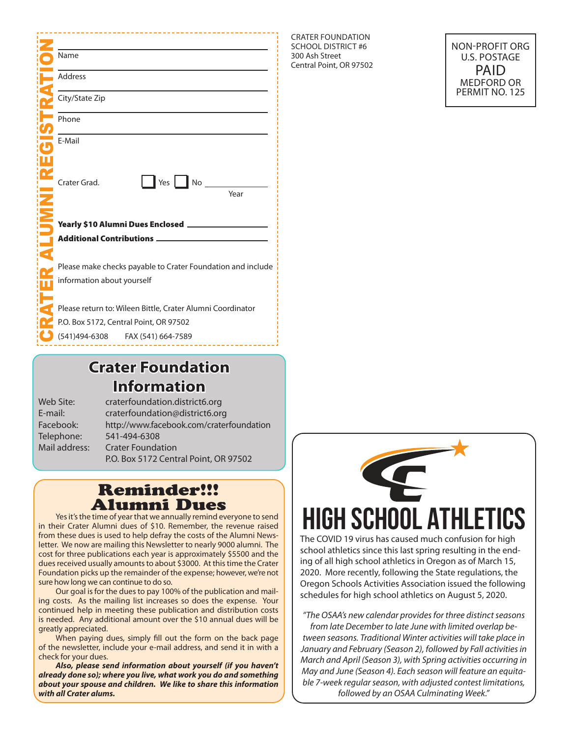## CRATER ALUMNI REGISTRATION

Name ______________________

Address ______________________

City/State Zip ______________________

Phone ______________________

E-Mail ______________________

Crater Grad. ☐ Yes ☐ No ________ Year

**Yearly $10 Alumni Dues Enclosed** ________

**Additional Contributions** ________

Please make checks payable to Crater Foundation and include information about yourself

Please return to: Wileen Bittle, Crater Alumni Coordinator
P.O. Box 5172, Central Point, OR 97502
(541)494-6308 FAX (541) 664-7589

CRATER FOUNDATION
SCHOOL DISTRICT #6
300 Ash Street
Central Point, OR 97502

NON-PROFIT ORG
U.S. POSTAGE
PAID
MEDFORD OR
PERMIT NO. 125

## Crater Foundation Information

| | |
|---|---|
| Web Site: | craterfoundation.district6.org |
| E-mail: | craterfoundation@district6.org |
| Facebook: | http://www.facebook.com/craterfoundation |
| Telephone: | 541-494-6308 |
| Mail address: | Crater Foundation<br>P.O. Box 5172 Central Point, OR 97502 |

## Reminder!!! Alumni Dues

Yes it's the time of year that we annually remind everyone to send in their Crater Alumni dues of $10. Remember, the revenue raised from these dues is used to help defray the costs of the Alumni Newsletter. We now are mailing this Newsletter to nearly 9000 alumni. The cost for three publications each year is approximately $5500 and the dues received usually amounts to about $3000. At this time the Crater Foundation picks up the remainder of the expense; however, we're not sure how long we can continue to do so.

Our goal is for the dues to pay 100% of the publication and mailing costs. As the mailing list increases so does the expense. Your continued help in meeting these publication and distribution costs is needed. Any additional amount over the $10 annual dues will be greatly appreciated.

When paying dues, simply fill out the form on the back page of the newsletter, include your e-mail address, and send it in with a check for your dues.

***Also, please send information about yourself (if you haven't already done so); where you live, what work you do and something about your spouse and children. We like to share this information with all Crater alums.***

## HIGH SCHOOL ATHLETICS

The COVID 19 virus has caused much confusion for high school athletics since this last spring resulting in the ending of all high school athletics in Oregon as of March 15, 2020. More recently, following the State regulations, the Oregon Schools Activities Association issued the following schedules for high school athletics on August 5, 2020.

*"The OSAA's new calendar provides for three distinct seasons from late December to late June with limited overlap between seasons. Traditional Winter activities will take place in January and February (Season 2), followed by Fall activities in March and April (Season 3), with Spring activities occurring in May and June (Season 4). Each season will feature an equitable 7-week regular season, with adjusted contest limitations, followed by an OSAA Culminating Week."*